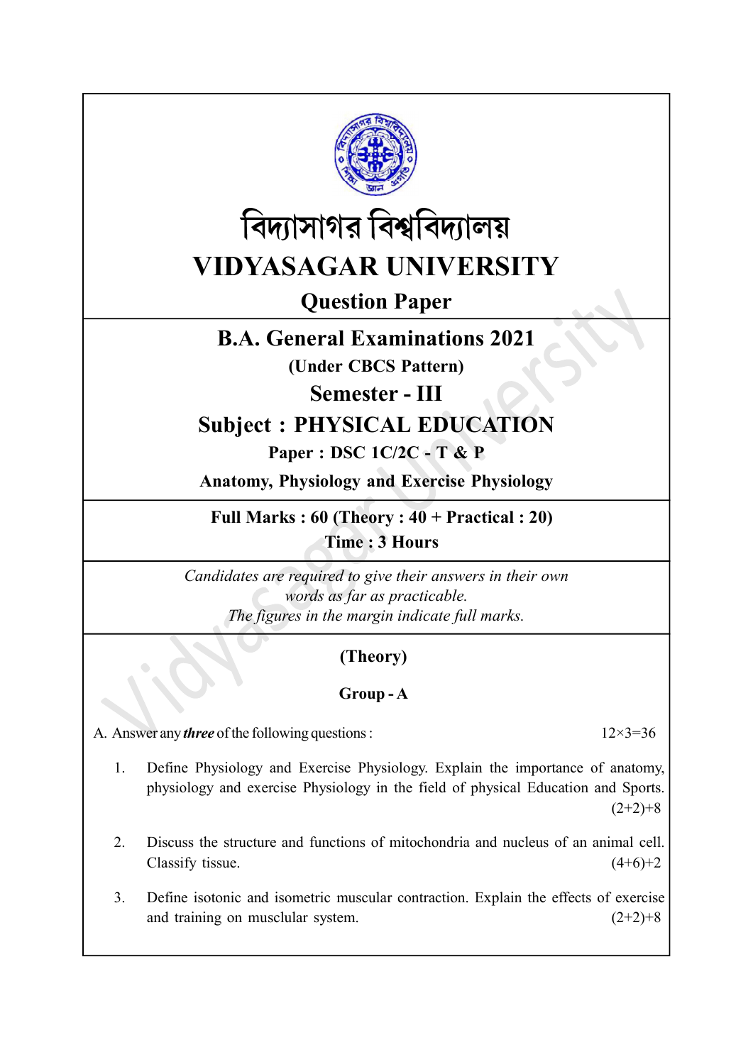# বিদ্যাসাগর বিশ্ববিদ্যালয়

# VIDYASAGAR UNIVERSITY

## Question Paper

## B.A. General Examinations 2021

**(Under CBCS Pattern)**

## Semester - III

## Subject : PHYSICAL EDUCATION

**Paper : DSC 1C/2C - T & P**

**Anatomy, Physiology and Exercise Physiology**

**Full Marks : 60 (Theory : 40 + Practical : 20)**

**Time : 3 Hours**

*Candidates are required to give their answers in their own words as far as practicable.*
*The figures in the margin indicate full marks.*

### (Theory)

### Group - A

A. Answer any ***three*** of the following questions : $12 \times 3 = 36$

1. Define Physiology and Exercise Physiology. Explain the importance of anatomy, physiology and exercise Physiology in the field of physical Education and Sports. (2+2)+8

2. Discuss the structure and functions of mitochondria and nucleus of an animal cell. Classify tissue. (4+6)+2

3. Define isotonic and isometric muscular contraction. Explain the effects of exercise and training on musclular system. (2+2)+8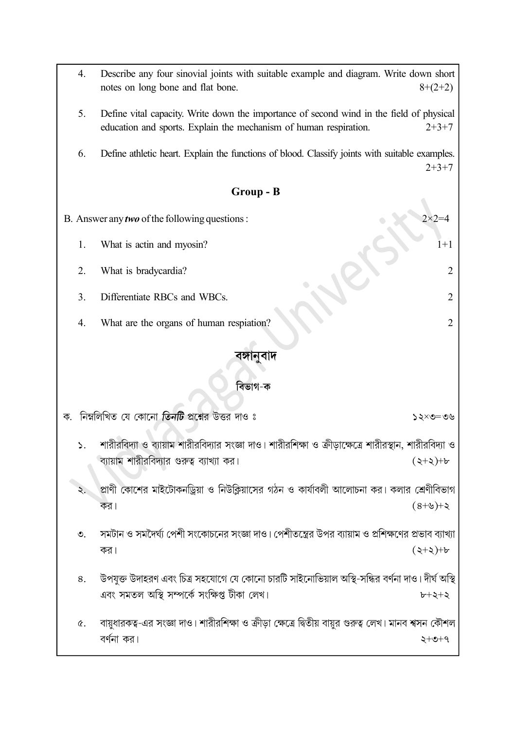4. Describe any four sinovial joints with suitable example and diagram. Write down short notes on long bone and flat bone. 8+(2+2)

5. Define vital capacity. Write down the importance of second wind in the field of physical education and sports. Explain the mechanism of human respiration. 2+3+7

6. Define athletic heart. Explain the functions of blood. Classify joints with suitable examples. 2+3+7

## Group - B

B. Answer any ***two*** of the following questions : 2×2=4

1. What is actin and myosin? 1+1

2. What is bradycardia? 2

3. Differentiate RBCs and WBCs. 2

4. What are the organs of human respiation? 2

## বঙ্গানুবাদ

### বিভাগ-ক

ক. নিম্নলিখিত যে কোনো ***তিনটি*** প্রশ্নের উত্তর দাও ঃ ১২×৩=৩৬

১. শারীরবিদ্যা ও ব্যায়াম শারীরবিদ্যার সংজ্ঞা দাও। শারীরশিক্ষা ও ক্রীড়াক্ষেত্রে শারীরস্থান, শারীরবিদ্যা ও ব্যায়াম শারীরবিদ্যার গুরুত্ব ব্যাখ্যা কর। (২+২)+৮

২. প্রাণী কোশের মাইটোকনড্রিয়া ও নিউক্লিয়াসের গঠন ও কার্যাবলী আলোচনা কর। কলার শ্রেণীবিভাগ কর। (৪+৬)+২

৩. সমটান ও সমদৈর্ঘ্য পেশী সংকোচনের সংজ্ঞা দাও। পেশীতন্ত্রের উপর ব্যায়াম ও প্রশিক্ষণের প্রভাব ব্যাখ্যা কর। (২+২)+৮

৪. উপযুক্ত উদাহরণ এবং চিত্র সহযোগে যে কোনো চারটি সাইনোভিয়াল অস্থি-সন্ধির বর্ণনা দাও। দীর্ঘ অস্থি এবং সমতল অস্থি সম্পর্কে সংক্ষিপ্ত টীকা লেখ। ৮+২+২

৫. বায়ুধারকত্ব-এর সংজ্ঞা দাও। শারীরশিক্ষা ও ক্রীড়া ক্ষেত্রে দ্বিতীয় বায়ুর গুরুত্ব লেখ। মানব শ্বসন কৌশল বর্ণনা কর। ২+৩+৭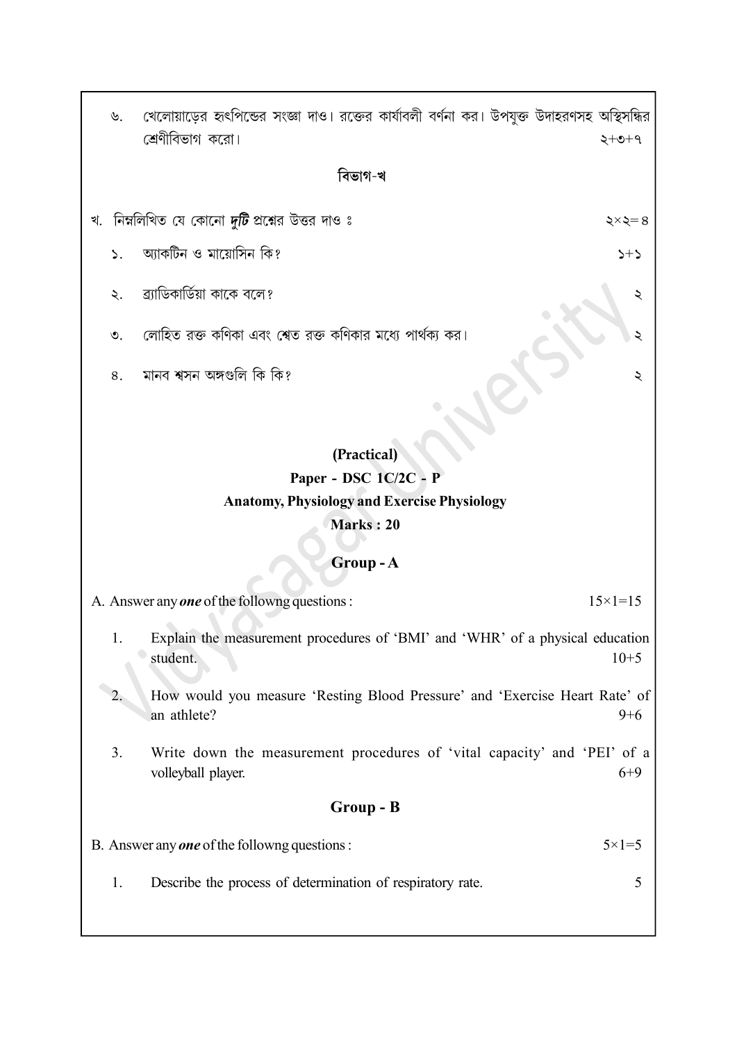৬. খেলোয়াড়ের হৃৎপিন্ডের সংজ্ঞা দাও। রক্তের কার্যাবলী বর্ণনা কর। উপযুক্ত উদাহরণসহ অস্থিসন্ধির শ্রেণীবিভাগ করো। ২+৩+৭

## বিভাগ-খ

খ. নিম্নলিখিত যে কোনো ***দুটি*** প্রশ্নের উত্তর দাও ঃ ২×২= ৪

১. অ্যাকটিন ও মায়োসিন কি? ১+১

২. ব্র্যাডিকার্ডিয়া কাকে বলে? ২

৩. লোহিত রক্ত কণিকা এবং শ্বেত রক্ত কণিকার মধ্যে পার্থক্য কর। ২

৪. মানব শ্বসন অঙ্গগুলি কি কি? ২

## (Practical)

### Paper - DSC 1C/2C - P

### Anatomy, Physiology and Exercise Physiology

**Marks : 20**

## Group - A

A. Answer any ***one*** of the followng questions : 15×1=15

1. Explain the measurement procedures of 'BMI' and 'WHR' of a physical education student. 10+5

2. How would you measure 'Resting Blood Pressure' and 'Exercise Heart Rate' of an athlete? 9+6

3. Write down the measurement procedures of 'vital capacity' and 'PEI' of a volleyball player. 6+9

## Group - B

B. Answer any ***one*** of the followng questions : 5×1=5

1. Describe the process of determination of respiratory rate. 5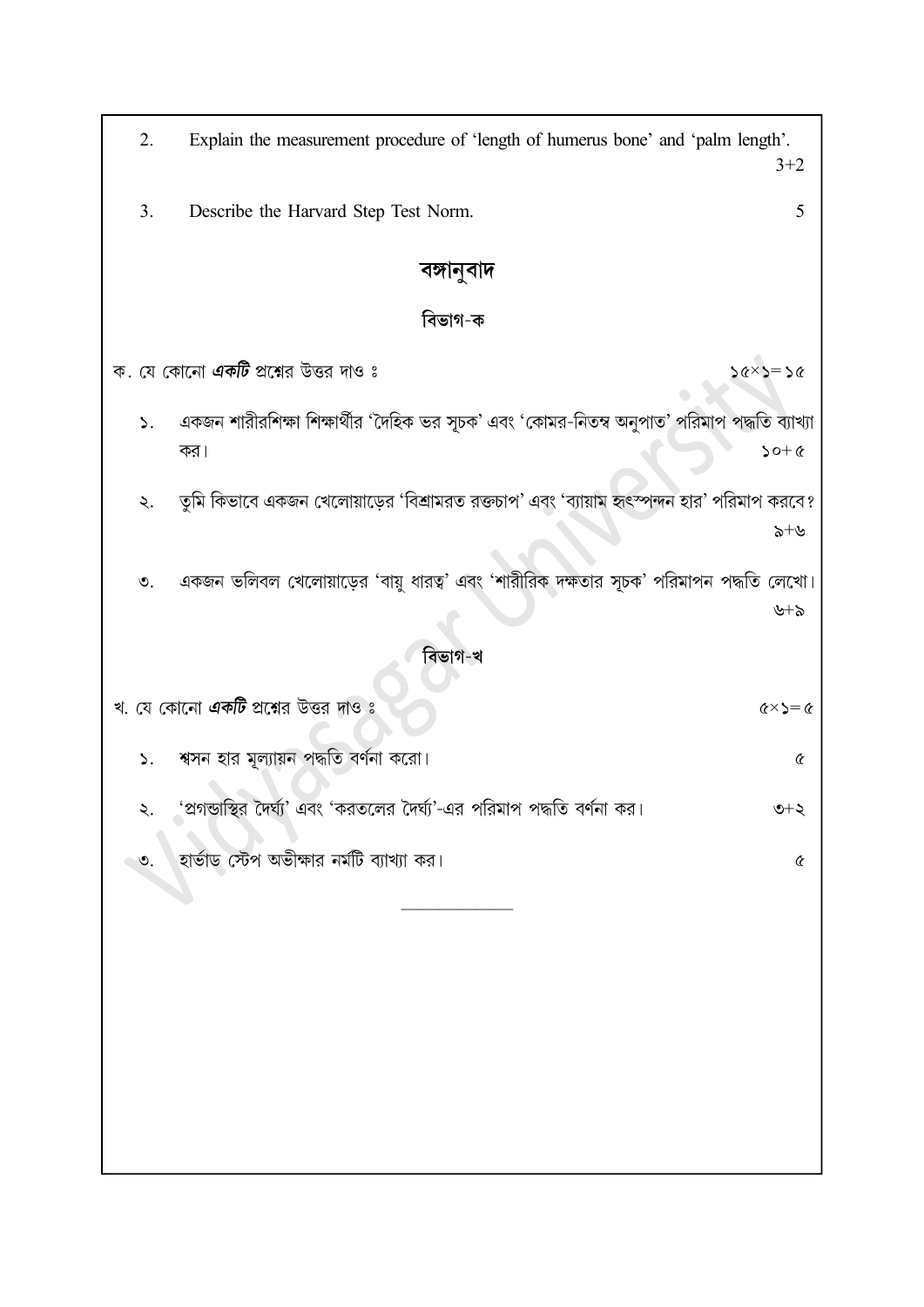2. Explain the measurement procedure of 'length of humerus bone' and 'palm length'. 3+2

3. Describe the Harvard Step Test Norm. 5

## বঙ্গানুবাদ

### বিভাগ-ক

ক. যে কোনো ***একটি*** প্রশ্নের উত্তর দাও ঃ ১৫×১=১৫

১. একজন শারীরশিক্ষা শিক্ষার্থীর 'দৈহিক ভর সূচক' এবং 'কোমর-নিতম্ব অনুপাত' পরিমাপ পদ্ধতি ব্যাখ্যা কর। ১০+৫

২. তুমি কিভাবে একজন খেলোয়াড়ের 'বিশ্রামরত রক্তচাপ' এবং 'ব্যায়াম হৃৎস্পন্দন হার' পরিমাপ করবে? ৯+৬

৩. একজন ভলিবল খেলোয়াড়ের 'বায়ু ধারত্ব' এবং 'শারীরিক দক্ষতার সূচক' পরিমাপন পদ্ধতি লেখো। ৬+৯

### বিভাগ-খ

খ. যে কোনো ***একটি*** প্রশ্নের উত্তর দাও ঃ ৫×১=৫

১. শ্বসন হার মূল্যায়ন পদ্ধতি বর্ণনা করো। ৫

২. 'প্রগন্ডাস্থির দৈর্ঘ্য' এবং 'করতলের দৈর্ঘ্য'-এর পরিমাপ পদ্ধতি বর্ণনা কর। ৩+২

৩. হার্ভাড স্টেপ অভীক্ষার নর্মটি ব্যাখ্যা কর। ৫